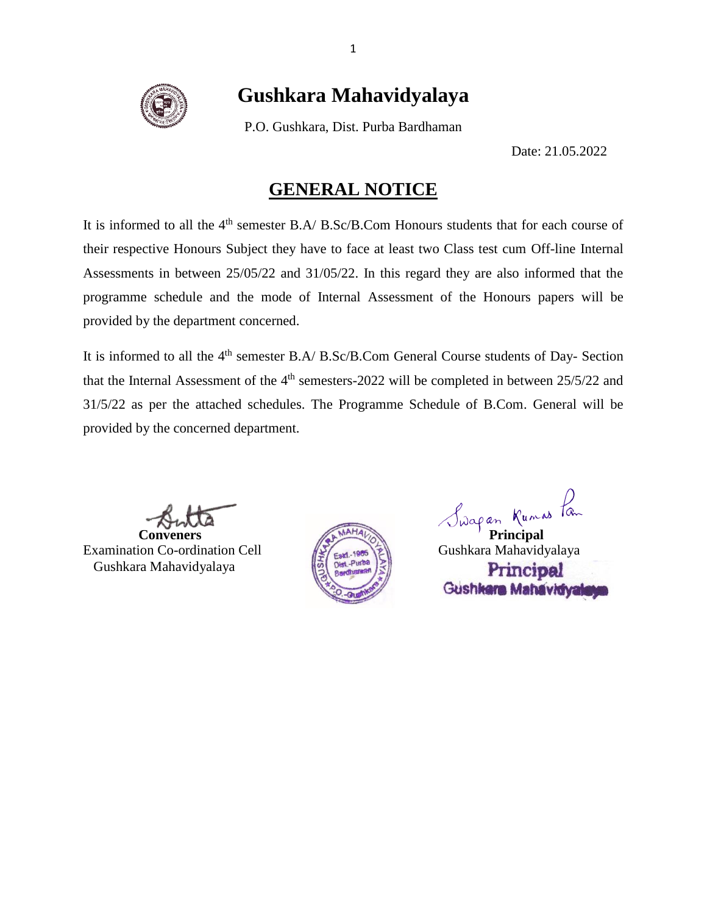# Gushkara Mahavidyalaya

P.O. Gushkara, Dist. Purba Bardhaman

Date: 21.05.2022

## GENERAL NOTICE

It is informed to all the 4th semester B.A/ B.Sc/B.Com Honours students that for each course of their respective Honours Subject they have to face at least two Class test cum Off-line Internal Assessments in between 25/05/22 and 31/05/22. In this regard they are also informed that the programme schedule and the mode of Internal Assessment of the Honours papers will be provided by the department concerned.

It is informed to all the 4th semester B.A/ B.Sc/B.Com General Course students of Day- Section that the Internal Assessment of the 4th semesters-2022 will be completed in between 25/5/22 and 31/5/22 as per the attached schedules. The Programme Schedule of B.Com. General will be provided by the concerned department.

**Conveners**
Examination Co-ordination Cell
Gushkara Mahavidyalaya

Swapan Kumar Pan
**Principal**
Gushkara Mahavidyalaya

Principal
Gushkara Mahavidyalaya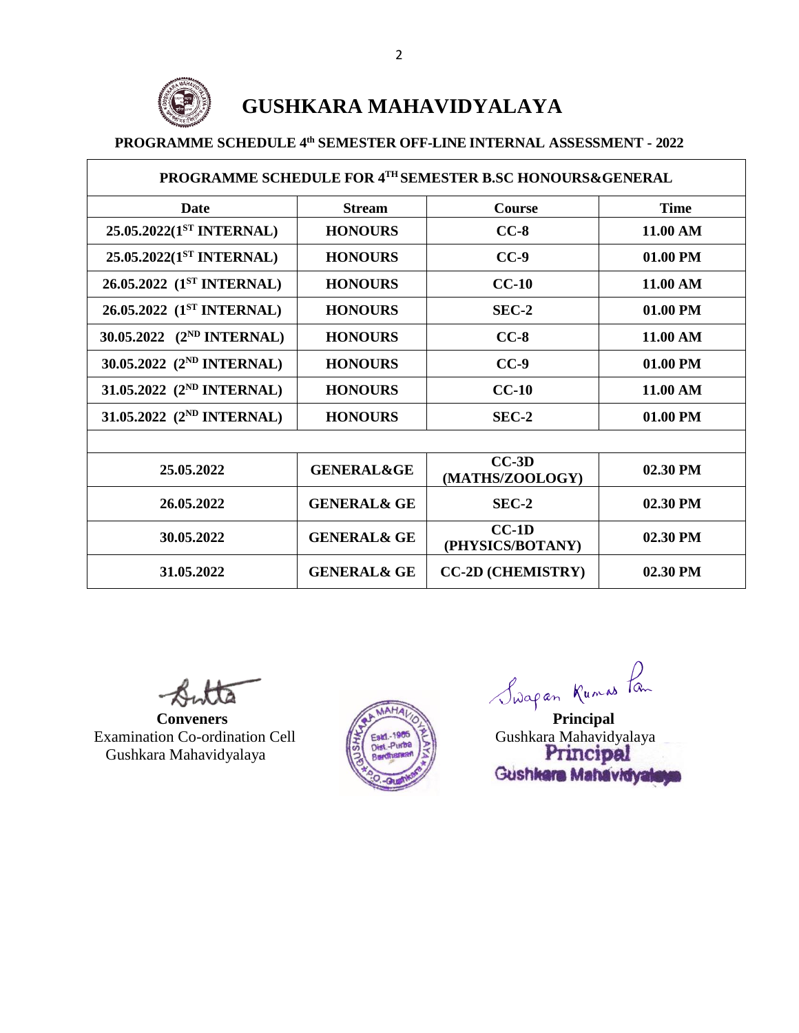# GUSHKARA MAHAVIDYALAYA

**PROGRAMME SCHEDULE 4th SEMESTER OFF-LINE INTERNAL ASSESSMENT - 2022**

| PROGRAMME SCHEDULE FOR 4TH SEMESTER B.SC HONOURS&GENERAL | | | |
|---|---|---|---|
| **Date** | **Stream** | **Course** | **Time** |
| 25.05.2022(1ST INTERNAL) | HONOURS | CC-8 | 11.00 AM |
| 25.05.2022(1ST INTERNAL) | HONOURS | CC-9 | 01.00 PM |
| 26.05.2022 (1ST INTERNAL) | HONOURS | CC-10 | 11.00 AM |
| 26.05.2022 (1ST INTERNAL) | HONOURS | SEC-2 | 01.00 PM |
| 30.05.2022 (2ND INTERNAL) | HONOURS | CC-8 | 11.00 AM |
| 30.05.2022 (2ND INTERNAL) | HONOURS | CC-9 | 01.00 PM |
| 31.05.2022 (2ND INTERNAL) | HONOURS | CC-10 | 11.00 AM |
| 31.05.2022 (2ND INTERNAL) | HONOURS | SEC-2 | 01.00 PM |
| | | | |
| 25.05.2022 | GENERAL&GE | CC-3D (MATHS/ZOOLOGY) | 02.30 PM |
| 26.05.2022 | GENERAL& GE | SEC-2 | 02.30 PM |
| 30.05.2022 | GENERAL& GE | CC-1D (PHYSICS/BOTANY) | 02.30 PM |
| 31.05.2022 | GENERAL& GE | CC-2D (CHEMISTRY) | 02.30 PM |

**Conveners**
Examination Co-ordination Cell
Gushkara Mahavidyalaya

Swapan Kumar Pan
**Principal**
Gushkara Mahavidyalaya
Principal
Gushkara Mahavidyalaya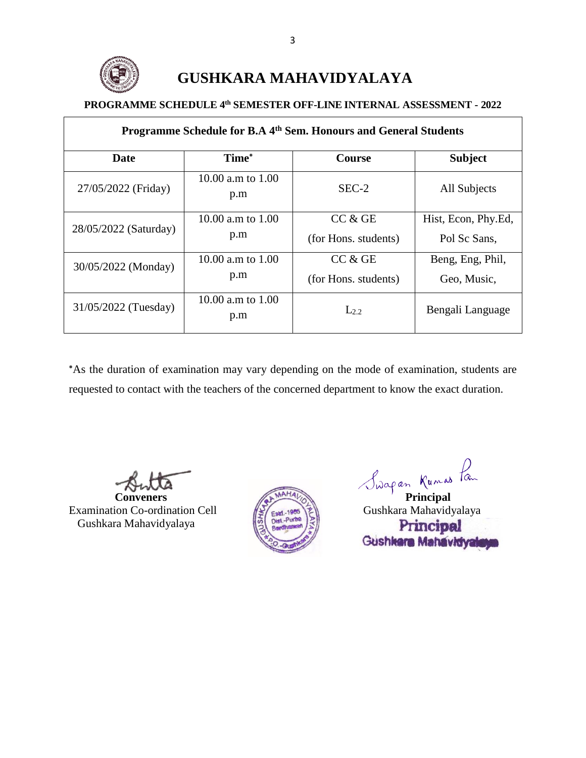# GUSHKARA MAHAVIDYALAYA

**PROGRAMME SCHEDULE 4th SEMESTER OFF-LINE INTERNAL ASSESSMENT - 2022**

**Programme Schedule for B.A 4th Sem. Honours and General Students**

| Date | Time* | Course | Subject |
|---|---|---|---|
| 27/05/2022 (Friday) | 10.00 a.m to 1.00 p.m | SEC-2 | All Subjects |
| 28/05/2022 (Saturday) | 10.00 a.m to 1.00 p.m | CC & GE (for Hons. students) | Hist, Econ, Phy.Ed, Pol Sc Sans, |
| 30/05/2022 (Monday) | 10.00 a.m to 1.00 p.m | CC & GE (for Hons. students) | Beng, Eng, Phil, Geo, Music, |
| 31/05/2022 (Tuesday) | 10.00 a.m to 1.00 p.m | $L_{2.2}$ | Bengali Language |

*As the duration of examination may vary depending on the mode of examination, students are requested to contact with the teachers of the concerned department to know the exact duration.

**Conveners**
Examination Co-ordination Cell
Gushkara Mahavidyalaya

**Principal**
Gushkara Mahavidyalaya